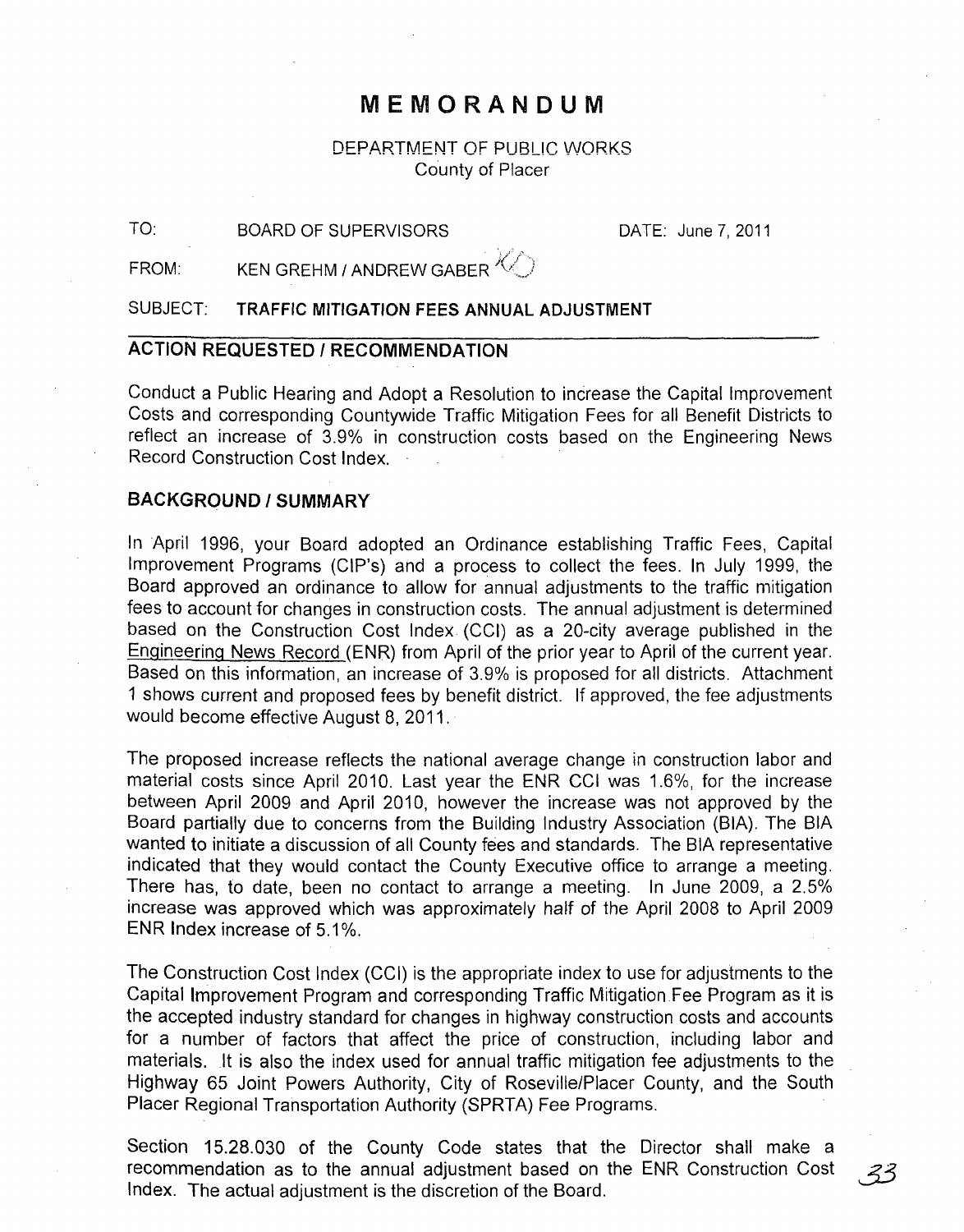# MEMORANDUM

DEPARTMENT OF PUBLIC WORKS
County of Placer

TO: BOARD OF SUPERVISORS DATE: June 7, 2011

FROM: KEN GREHM / ANDREW GABER

SUBJECT: **TRAFFIC MITIGATION FEES ANNUAL ADJUSTMENT**

## ACTION REQUESTED / RECOMMENDATION

Conduct a Public Hearing and Adopt a Resolution to increase the Capital Improvement Costs and corresponding Countywide Traffic Mitigation Fees for all Benefit Districts to reflect an increase of 3.9% in construction costs based on the Engineering News Record Construction Cost Index.

## BACKGROUND / SUMMARY

In April 1996, your Board adopted an Ordinance establishing Traffic Fees, Capital Improvement Programs (CIP's) and a process to collect the fees. In July 1999, the Board approved an ordinance to allow for annual adjustments to the traffic mitigation fees to account for changes in construction costs. The annual adjustment is determined based on the Construction Cost Index (CCI) as a 20-city average published in the Engineering News Record (ENR) from April of the prior year to April of the current year. Based on this information, an increase of 3.9% is proposed for all districts. Attachment 1 shows current and proposed fees by benefit district. If approved, the fee adjustments would become effective August 8, 2011.

The proposed increase reflects the national average change in construction labor and material costs since April 2010. Last year the ENR CCI was 1.6%, for the increase between April 2009 and April 2010, however the increase was not approved by the Board partially due to concerns from the Building Industry Association (BIA). The BIA wanted to initiate a discussion of all County fees and standards. The BIA representative indicated that they would contact the County Executive office to arrange a meeting. There has, to date, been no contact to arrange a meeting. In June 2009, a 2.5% increase was approved which was approximately half of the April 2008 to April 2009 ENR Index increase of 5.1%.

The Construction Cost Index (CCI) is the appropriate index to use for adjustments to the Capital Improvement Program and corresponding Traffic Mitigation Fee Program as it is the accepted industry standard for changes in highway construction costs and accounts for a number of factors that affect the price of construction, including labor and materials. It is also the index used for annual traffic mitigation fee adjustments to the Highway 65 Joint Powers Authority, City of Roseville/Placer County, and the South Placer Regional Transportation Authority (SPRTA) Fee Programs.

Section 15.28.030 of the County Code states that the Director shall make a recommendation as to the annual adjustment based on the ENR Construction Cost Index. The actual adjustment is the discretion of the Board.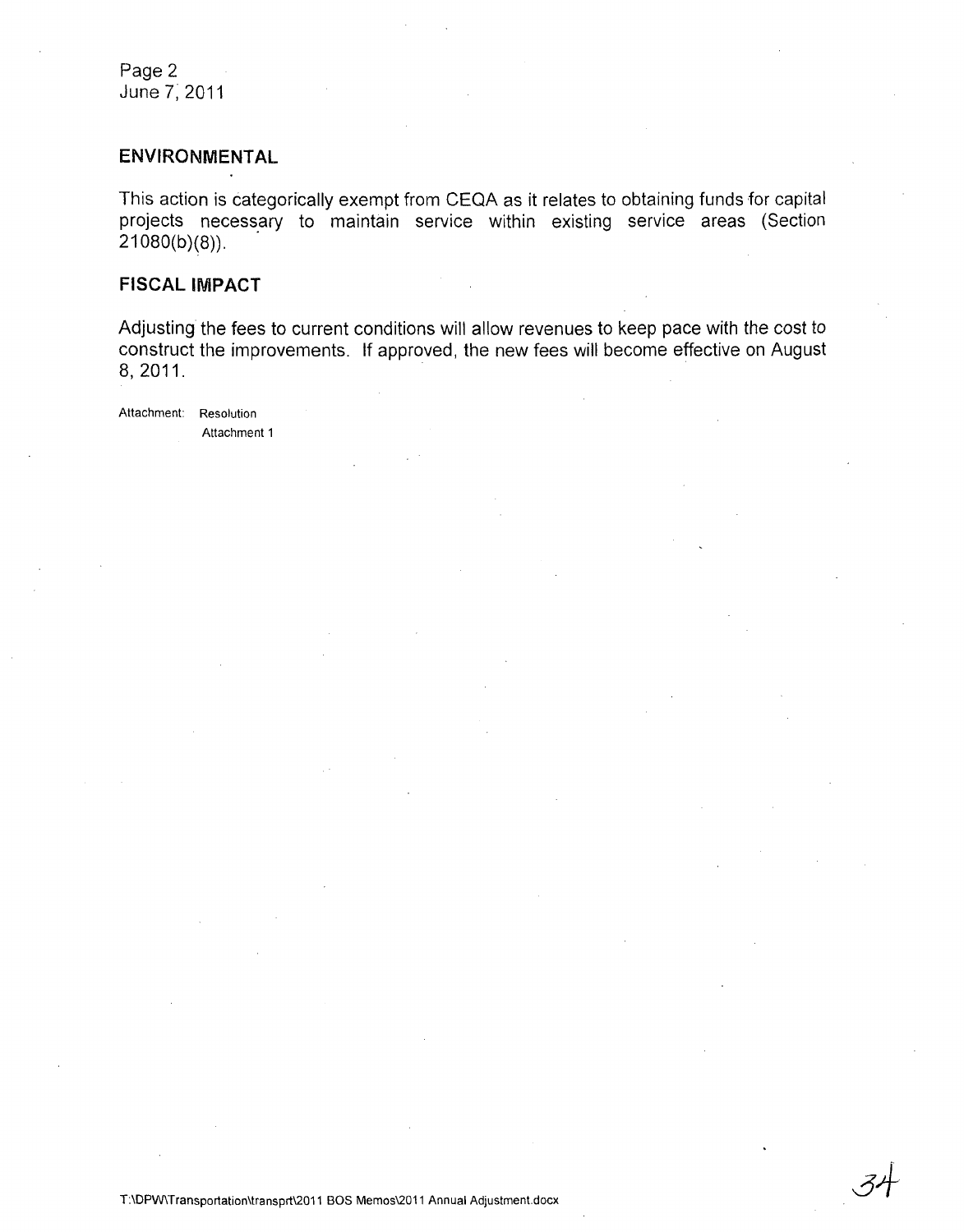## ENVIRONMENTAL

This action is categorically exempt from CEQA as it relates to obtaining funds for capital projects necessary to maintain service within existing service areas (Section 21080(b)(8)).

## FISCAL IMPACT

Adjusting the fees to current conditions will allow revenues to keep pace with the cost to construct the improvements. If approved, the new fees will become effective on August 8, 2011.

Attachment: Resolution
Attachment 1

T:\DPW\Transportation\transprt\2011 BOS Memos\2011 Annual Adjustment.docx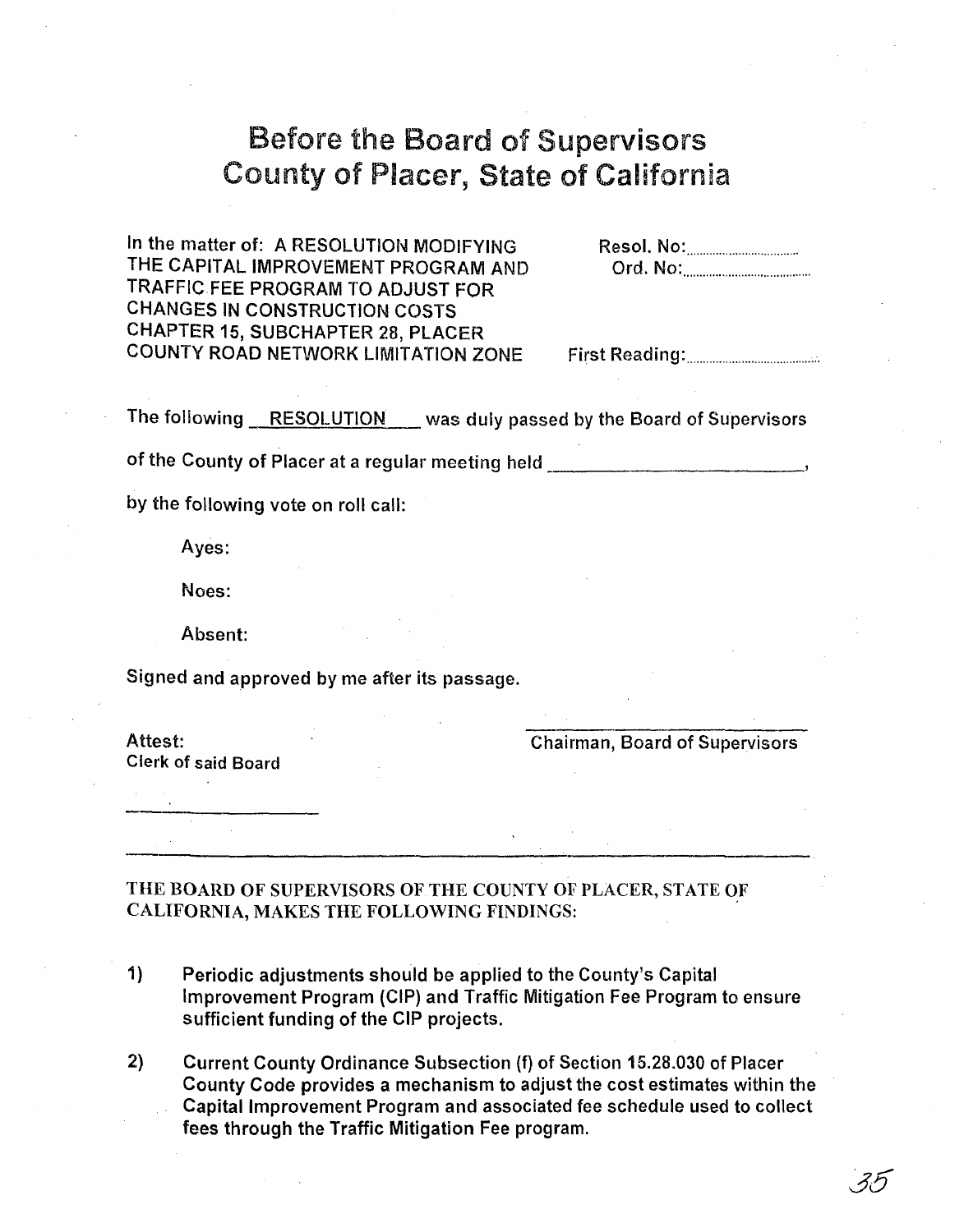# Before the Board of Supervisors
# County of Placer, State of California

In the matter of: A RESOLUTION MODIFYING THE CAPITAL IMPROVEMENT PROGRAM AND TRAFFIC FEE PROGRAM TO ADJUST FOR CHANGES IN CONSTRUCTION COSTS CHAPTER 15, SUBCHAPTER 28, PLACER COUNTY ROAD NETWORK LIMITATION ZONE

Resol. No:..............................

Ord. No:..............................

First Reading:..............................

The following RESOLUTION was duly passed by the Board of Supervisors of the County of Placer at a regular meeting held ______________________,

by the following vote on roll call:

Ayes:

Noes:

Absent:

Signed and approved by me after its passage.

Attest:
Clerk of said Board

_____________________

Chairman, Board of Supervisors

---

THE BOARD OF SUPERVISORS OF THE COUNTY OF PLACER, STATE OF CALIFORNIA, MAKES THE FOLLOWING FINDINGS:

1) **Periodic adjustments should be applied to the County's Capital Improvement Program (CIP) and Traffic Mitigation Fee Program to ensure sufficient funding of the CIP projects.**

2) **Current County Ordinance Subsection (f) of Section 15.28.030 of Placer County Code provides a mechanism to adjust the cost estimates within the Capital Improvement Program and associated fee schedule used to collect fees through the Traffic Mitigation Fee program.**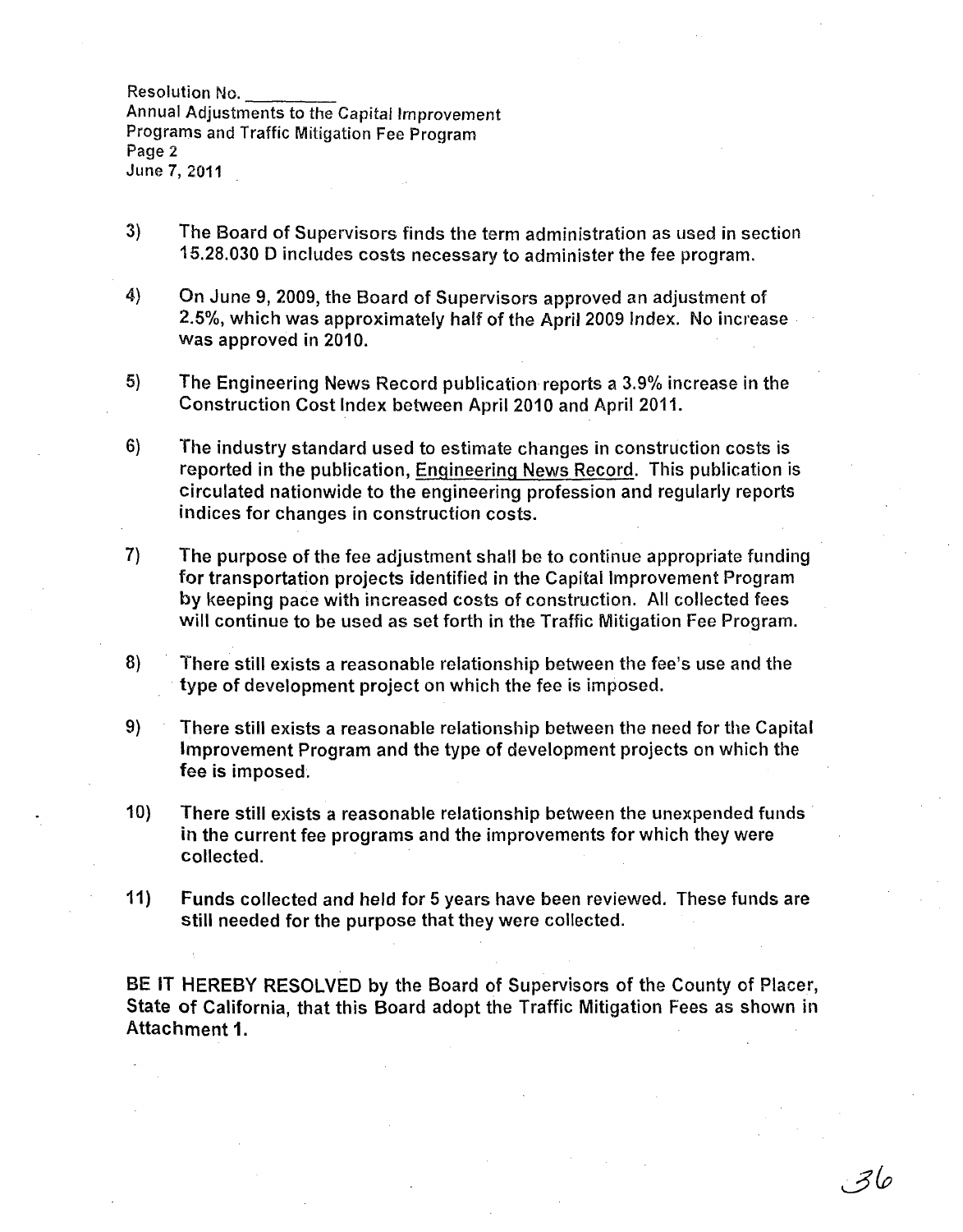3) The Board of Supervisors finds the term administration as used in section 15.28.030 D includes costs necessary to administer the fee program.

4) On June 9, 2009, the Board of Supervisors approved an adjustment of 2.5%, which was approximately half of the April 2009 Index. No increase was approved in 2010.

5) The Engineering News Record publication reports a 3.9% increase in the Construction Cost Index between April 2010 and April 2011.

6) The industry standard used to estimate changes in construction costs is reported in the publication, Engineering News Record. This publication is circulated nationwide to the engineering profession and regularly reports indices for changes in construction costs.

7) The purpose of the fee adjustment shall be to continue appropriate funding for transportation projects identified in the Capital Improvement Program by keeping pace with increased costs of construction. All collected fees will continue to be used as set forth in the Traffic Mitigation Fee Program.

8) There still exists a reasonable relationship between the fee's use and the type of development project on which the fee is imposed.

9) There still exists a reasonable relationship between the need for the Capital Improvement Program and the type of development projects on which the fee is imposed.

10) There still exists a reasonable relationship between the unexpended funds in the current fee programs and the improvements for which they were collected.

11) Funds collected and held for 5 years have been reviewed. These funds are still needed for the purpose that they were collected.

BE IT HEREBY RESOLVED by the Board of Supervisors of the County of Placer, State of California, that this Board adopt the Traffic Mitigation Fees as shown in Attachment 1.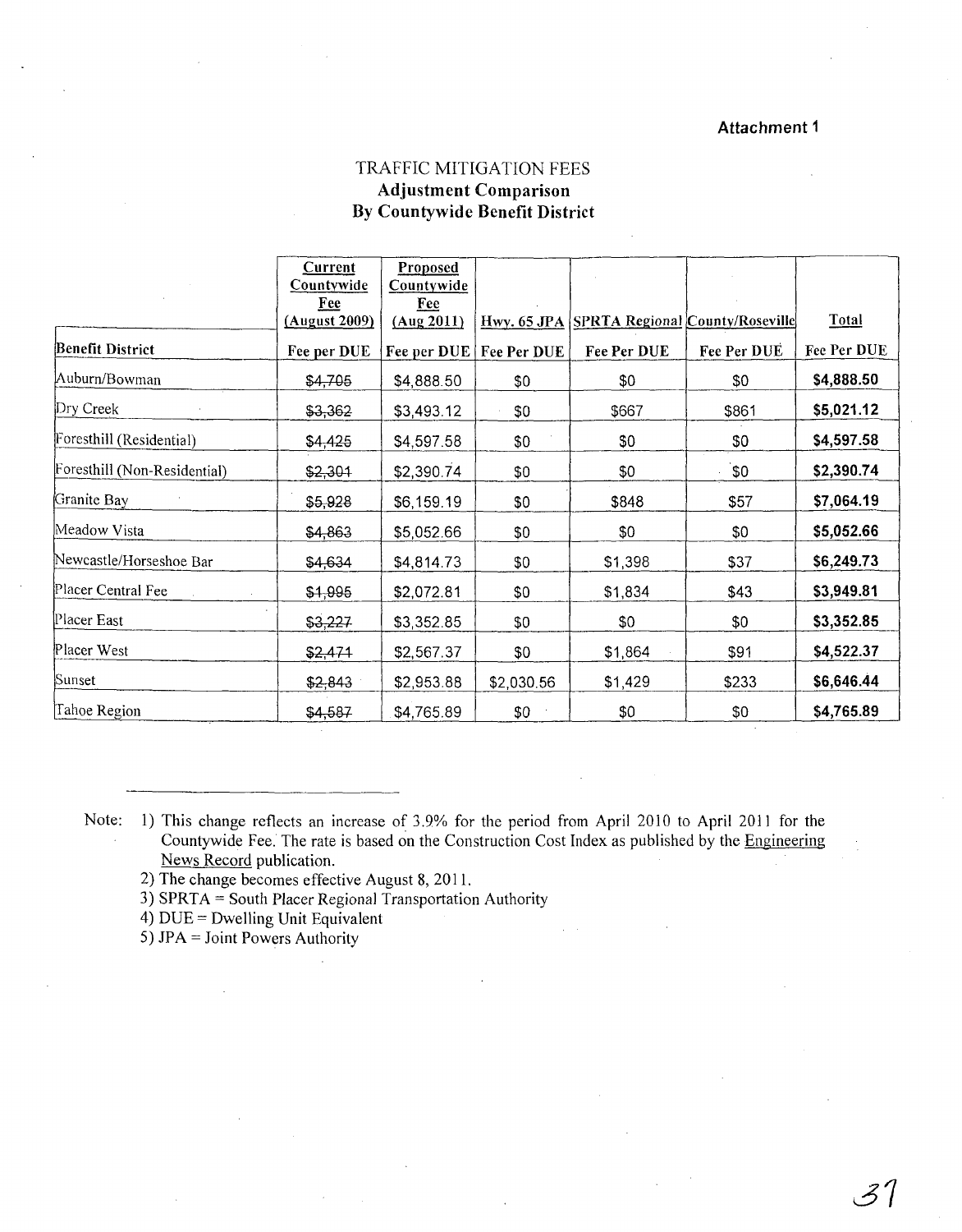**Attachment 1**

# TRAFFIC MITIGATION FEES
## Adjustment Comparison
## By Countywide Benefit District

| | Current Countywide Fee (August 2009) | Proposed Countywide Fee (Aug 2011) | Hwy. 65 JPA | SPRTA Regional | County/Roseville | Total |
|---|---|---|---|---|---|---|
| **Benefit District** | **Fee per DUE** | **Fee per DUE** | **Fee Per DUE** | **Fee Per DUE** | **Fee Per DUE** | **Fee Per DUE** |
| Auburn/Bowman | ~~$4,705~~ | $4,888.50 | $0 | $0 | $0 | **$4,888.50** |
| Dry Creek | ~~$3,362~~ | $3,493.12 | $0 | $667 | $861 | **$5,021.12** |
| Foresthill (Residential) | ~~$4,425~~ | $4,597.58 | $0 | $0 | $0 | **$4,597.58** |
| Foresthill (Non-Residential) | ~~$2,301~~ | $2,390.74 | $0 | $0 | $0 | **$2,390.74** |
| Granite Bay | ~~$5,928~~ | $6,159.19 | $0 | $848 | $57 | **$7,064.19** |
| Meadow Vista | ~~$4,863~~ | $5,052.66 | $0 | $0 | $0 | **$5,052.66** |
| Newcastle/Horseshoe Bar | ~~$4,634~~ | $4,814.73 | $0 | $1,398 | $37 | **$6,249.73** |
| Placer Central Fee | ~~$1,995~~ | $2,072.81 | $0 | $1,834 | $43 | **$3,949.81** |
| Placer East | ~~$3,227~~ | $3,352.85 | $0 | $0 | $0 | **$3,352.85** |
| Placer West | ~~$2,471~~ | $2,567.37 | $0 | $1,864 | $91 | **$4,522.37** |
| Sunset | ~~$2,843~~ | $2,953.88 | $2,030.56 | $1,429 | $233 | **$6,646.44** |
| Tahoe Region | ~~$4,587~~ | $4,765.89 | $0 | $0 | $0 | **$4,765.89** |

Note: 1) This change reflects an increase of 3.9% for the period from April 2010 to April 2011 for the Countywide Fee. The rate is based on the Construction Cost Index as published by the Engineering News Record publication.

2) The change becomes effective August 8, 2011.

3) SPRTA = South Placer Regional Transportation Authority

4) DUE = Dwelling Unit Equivalent

5) JPA = Joint Powers Authority